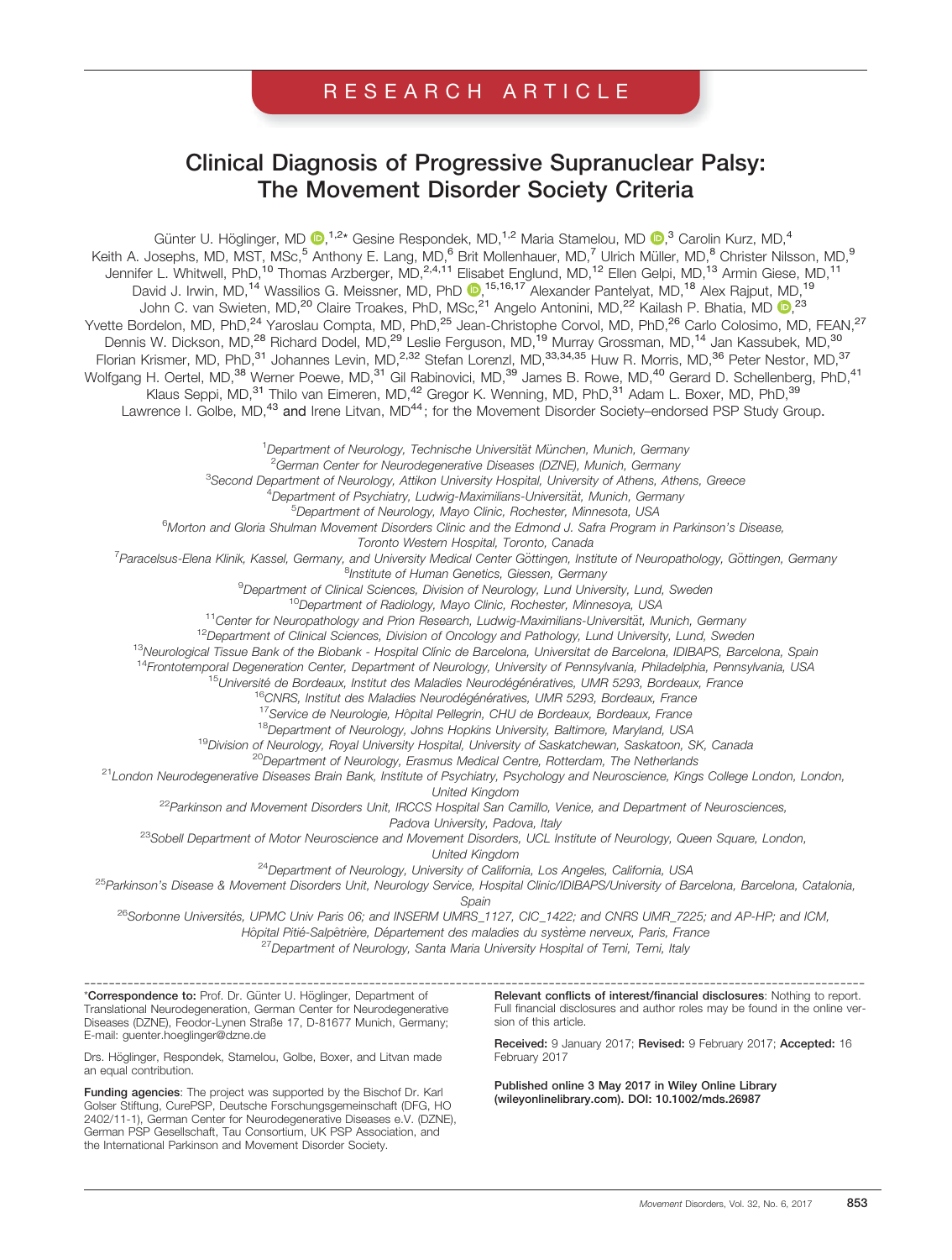RESEARCH ARTICLE

# Clinical Diagnosis of Progressive Supranuclear Palsy: The Movement Disorder Society Criteria

Günter U. Höglinger, MD,[1,2]* Gesine Respondek, MD,[1,2] Maria Stamelou, MD,[3] Carolin Kurz, MD,[4] Keith A. Josephs, MD, MST, MSc,[5] Anthony E. Lang, MD,[6] Brit Mollenhauer, MD,[7] Ulrich Müller, MD,[8] Christer Nilsson, MD,[9] Jennifer L. Whitwell, PhD,[10] Thomas Arzberger, MD,[2,4,11] Elisabet Englund, MD,[12] Ellen Gelpi, MD,[13] Armin Giese, MD,[11] David J. Irwin, MD,[14] Wassilios G. Meissner, MD, PhD,[15,16,17] Alexander Pantelyat, MD,[18] Alex Rajput, MD,[19] John C. van Swieten, MD,[20] Claire Troakes, PhD, MSc,[21] Angelo Antonini, MD,[22] Kailash P. Bhatia, MD,[23] Yvette Bordelon, MD, PhD,[24] Yaroslau Compta, MD, PhD,[25] Jean-Christophe Corvol, MD, PhD,[26] Carlo Colosimo, MD, FEAN,[27] Dennis W. Dickson, MD,[28] Richard Dodel, MD,[29] Leslie Ferguson, MD,[19] Murray Grossman, MD,[14] Jan Kassubek, MD,[30] Florian Krismer, MD, PhD,[31] Johannes Levin, MD,[2,32] Stefan Lorenzl, MD,[33,34,35] Huw R. Morris, MD,[36] Peter Nestor, MD,[37] Wolfgang H. Oertel, MD,[38] Werner Poewe, MD,[31] Gil Rabinovici, MD,[39] James B. Rowe, MD,[40] Gerard D. Schellenberg, PhD,[41] Klaus Seppi, MD,[31] Thilo van Eimeren, MD,[42] Gregor K. Wenning, MD, PhD,[31] Adam L. Boxer, MD, PhD,[39] Lawrence I. Golbe, MD,[43] and Irene Litvan, MD[44]; for the Movement Disorder Society–endorsed PSP Study Group.

[1]*Department of Neurology, Technische Universität München, Munich, Germany*
[2]*German Center for Neurodegenerative Diseases (DZNE), Munich, Germany*
[3]*Second Department of Neurology, Attikon University Hospital, University of Athens, Athens, Greece*
[4]*Department of Psychiatry, Ludwig-Maximilians-Universität, Munich, Germany*
[5]*Department of Neurology, Mayo Clinic, Rochester, Minnesota, USA*
[6]*Morton and Gloria Shulman Movement Disorders Clinic and the Edmond J. Safra Program in Parkinson's Disease, Toronto Western Hospital, Toronto, Canada*
[7]*Paracelsus-Elena Klinik, Kassel, Germany, and University Medical Center Göttingen, Institute of Neuropathology, Göttingen, Germany*
[8]*Institute of Human Genetics, Giessen, Germany*
[9]*Department of Clinical Sciences, Division of Neurology, Lund University, Lund, Sweden*
[10]*Department of Radiology, Mayo Clinic, Rochester, Minnesoya, USA*
[11]*Center for Neuropathology and Prion Research, Ludwig-Maximilians-Universität, Munich, Germany*
[12]*Department of Clinical Sciences, Division of Oncology and Pathology, Lund University, Lund, Sweden*
[13]*Neurological Tissue Bank of the Biobank - Hospital Clínic de Barcelona, Universitat de Barcelona, IDIBAPS, Barcelona, Spain*
[14]*Frontotemporal Degeneration Center, Department of Neurology, University of Pennsylvania, Philadelphia, Pennsylvania, USA*
[15]*Université de Bordeaux, Institut des Maladies Neurodégénératives, UMR 5293, Bordeaux, France*
[16]*CNRS, Institut des Maladies Neurodégénératives, UMR 5293, Bordeaux, France*
[17]*Service de Neurologie, Hôpital Pellegrin, CHU de Bordeaux, Bordeaux, France*
[18]*Department of Neurology, Johns Hopkins University, Baltimore, Maryland, USA*
[19]*Division of Neurology, Royal University Hospital, University of Saskatchewan, Saskatoon, SK, Canada*
[20]*Department of Neurology, Erasmus Medical Centre, Rotterdam, The Netherlands*
[21]*London Neurodegenerative Diseases Brain Bank, Institute of Psychiatry, Psychology and Neuroscience, Kings College London, London, United Kingdom*
[22]*Parkinson and Movement Disorders Unit, IRCCS Hospital San Camillo, Venice, and Department of Neurosciences, Padova University, Padova, Italy*
[23]*Sobell Department of Motor Neuroscience and Movement Disorders, UCL Institute of Neurology, Queen Square, London, United Kingdom*
[24]*Department of Neurology, University of California, Los Angeles, California, USA*
[25]*Parkinson's Disease & Movement Disorders Unit, Neurology Service, Hospital Clinic/IDIBAPS/University of Barcelona, Barcelona, Catalonia, Spain*
[26]*Sorbonne Universités, UPMC Univ Paris 06; and INSERM UMRS_1127, CIC_1422; and CNRS UMR_7225; and AP-HP; and ICM, Hôpital Pitié-Salpêtrière, Département des maladies du système nerveux, Paris, France*
[27]*Department of Neurology, Santa Maria University Hospital of Terni, Terni, Italy*

---

*Correspondence to: Prof. Dr. Günter U. Höglinger, Department of Translational Neurodegeneration, German Center for Neurodegenerative Diseases (DZNE), Feodor-Lynen Straße 17, D-81677 Munich, Germany; E-mail: guenter.hoeglinger@dzne.de

Drs. Höglinger, Respondek, Stamelou, Golbe, Boxer, and Litvan made an equal contribution.

**Funding agencies**: The project was supported by the Bischof Dr. Karl Golser Stiftung, CurePSP, Deutsche Forschungsgemeinschaft (DFG, HO 2402/11-1), German Center for Neurodegenerative Diseases e.V. (DZNE), German PSP Gesellschaft, Tau Consortium, UK PSP Association, and the International Parkinson and Movement Disorder Society.

**Relevant conflicts of interest/financial disclosures**: Nothing to report. Full financial disclosures and author roles may be found in the online version of this article.

**Received:** 9 January 2017; **Revised:** 9 February 2017; **Accepted:** 16 February 2017

**Published online 3 May 2017 in Wiley Online Library (wileyonlinelibrary.com). DOI: 10.1002/mds.26987**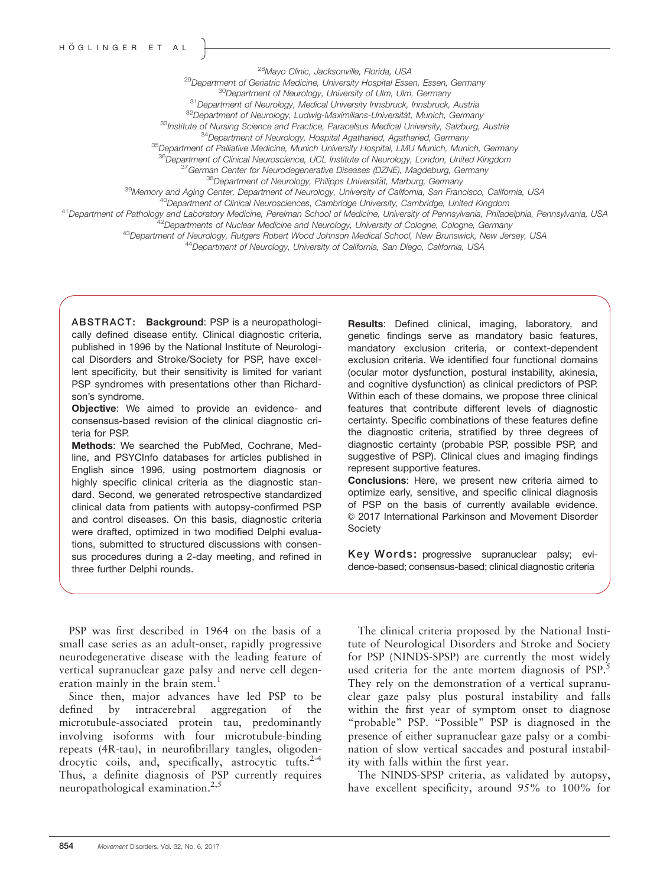[28]Mayo Clinic, Jacksonville, Florida, USA
[29]Department of Geriatric Medicine, University Hospital Essen, Essen, Germany
[30]Department of Neurology, University of Ulm, Ulm, Germany
[31]Department of Neurology, Medical University Innsbruck, Innsbruck, Austria
[32]Department of Neurology, Ludwig-Maximilians-Universität, Munich, Germany
[33]Institute of Nursing Science and Practice, Paracelsus Medical University, Salzburg, Austria
[34]Department of Neurology, Hospital Agatharied, Agatharied, Germany
[35]Department of Palliative Medicine, Munich University Hospital, LMU Munich, Munich, Germany
[36]Department of Clinical Neuroscience, UCL Institute of Neurology, London, United Kingdom
[37]German Center for Neurodegenerative Diseases (DZNE), Magdeburg, Germany
[38]Department of Neurology, Philipps Universität, Marburg, Germany
[39]Memory and Aging Center, Department of Neurology, University of California, San Francisco, California, USA
[40]Department of Clinical Neurosciences, Cambridge University, Cambridge, United Kingdom
[41]Department of Pathology and Laboratory Medicine, Perelman School of Medicine, University of Pennsylvania, Philadelphia, Pennsylvania, USA
[42]Departments of Nuclear Medicine and Neurology, University of Cologne, Cologne, Germany
[43]Department of Neurology, Rutgers Robert Wood Johnson Medical School, New Brunswick, New Jersey, USA
[44]Department of Neurology, University of California, San Diego, California, USA

**ABSTRACT: Background**: PSP is a neuropathologically defined disease entity. Clinical diagnostic criteria, published in 1996 by the National Institute of Neurological Disorders and Stroke/Society for PSP, have excellent specificity, but their sensitivity is limited for variant PSP syndromes with presentations other than Richardson's syndrome.

**Objective**: We aimed to provide an evidence- and consensus-based revision of the clinical diagnostic criteria for PSP.

**Methods**: We searched the PubMed, Cochrane, Medline, and PSYCInfo databases for articles published in English since 1996, using postmortem diagnosis or highly specific clinical criteria as the diagnostic standard. Second, we generated retrospective standardized clinical data from patients with autopsy-confirmed PSP and control diseases. On this basis, diagnostic criteria were drafted, optimized in two modified Delphi evaluations, submitted to structured discussions with consensus procedures during a 2-day meeting, and refined in three further Delphi rounds.

**Results**: Defined clinical, imaging, laboratory, and genetic findings serve as mandatory basic features, mandatory exclusion criteria, or context-dependent exclusion criteria. We identified four functional domains (ocular motor dysfunction, postural instability, akinesia, and cognitive dysfunction) as clinical predictors of PSP. Within each of these domains, we propose three clinical features that contribute different levels of diagnostic certainty. Specific combinations of these features define the diagnostic criteria, stratified by three degrees of diagnostic certainty (probable PSP, possible PSP, and suggestive of PSP). Clinical clues and imaging findings represent supportive features.

**Conclusions**: Here, we present new criteria aimed to optimize early, sensitive, and specific clinical diagnosis of PSP on the basis of currently available evidence. © 2017 International Parkinson and Movement Disorder Society

**Key Words:** progressive supranuclear palsy; evidence-based; consensus-based; clinical diagnostic criteria

PSP was first described in 1964 on the basis of a small case series as an adult-onset, rapidly progressive neurodegenerative disease with the leading feature of vertical supranuclear gaze palsy and nerve cell degeneration mainly in the brain stem.[1]

Since then, major advances have led PSP to be defined by intracerebral aggregation of the microtubule-associated protein tau, predominantly involving isoforms with four microtubule-binding repeats (4R-tau), in neurofibrillary tangles, oligodendrocytic coils, and, specifically, astrocytic tufts.[2-4] Thus, a definite diagnosis of PSP currently requires neuropathological examination.[2,5]

The clinical criteria proposed by the National Institute of Neurological Disorders and Stroke and Society for PSP (NINDS-SPSP) are currently the most widely used criteria for the ante mortem diagnosis of PSP.[5] They rely on the demonstration of a vertical supranuclear gaze palsy plus postural instability and falls within the first year of symptom onset to diagnose "probable" PSP. "Possible" PSP is diagnosed in the presence of either supranuclear gaze palsy or a combination of slow vertical saccades and postural instability with falls within the first year.

The NINDS-SPSP criteria, as validated by autopsy, have excellent specificity, around 95% to 100% for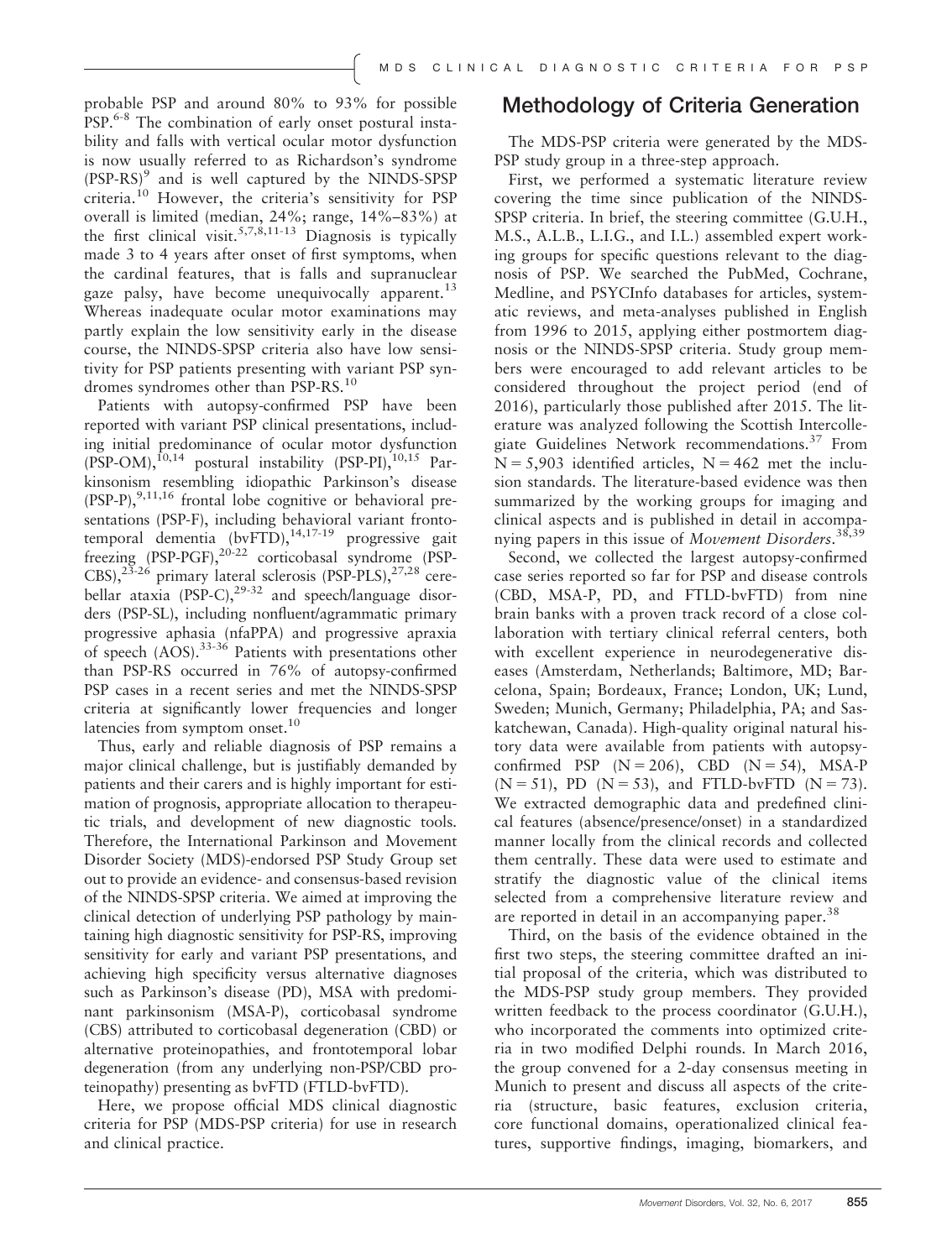probable PSP and around 80% to 93% for possible PSP.[6-8] The combination of early onset postural instability and falls with vertical ocular motor dysfunction is now usually referred to as Richardson's syndrome (PSP-RS)[9] and is well captured by the NINDS-SPSP criteria.[10] However, the criteria's sensitivity for PSP overall is limited (median, 24%; range, 14%–83%) at the first clinical visit.[5,7,8,11-13] Diagnosis is typically made 3 to 4 years after onset of first symptoms, when the cardinal features, that is falls and supranuclear gaze palsy, have become unequivocally apparent.[13] Whereas inadequate ocular motor examinations may partly explain the low sensitivity early in the disease course, the NINDS-SPSP criteria also have low sensitivity for PSP patients presenting with variant PSP syndromes syndromes other than PSP-RS.[10]

Patients with autopsy-confirmed PSP have been reported with variant PSP clinical presentations, including initial predominance of ocular motor dysfunction (PSP-OM),[10,14] postural instability (PSP-PI),[10,15] Parkinsonism resembling idiopathic Parkinson's disease (PSP-P),[9,11,16] frontal lobe cognitive or behavioral presentations (PSP-F), including behavioral variant frontotemporal dementia (bvFTD),[14,17-19] progressive gait freezing (PSP-PGF),[20-22] corticobasal syndrome (PSP-CBS),[23-26] primary lateral sclerosis (PSP-PLS),[27,28] cerebellar ataxia (PSP-C),[29-32] and speech/language disorders (PSP-SL), including nonfluent/agrammatic primary progressive aphasia (nfaPPA) and progressive apraxia of speech (AOS).[33-36] Patients with presentations other than PSP-RS occurred in 76% of autopsy-confirmed PSP cases in a recent series and met the NINDS-SPSP criteria at significantly lower frequencies and longer latencies from symptom onset.[10]

Thus, early and reliable diagnosis of PSP remains a major clinical challenge, but is justifiably demanded by patients and their carers and is highly important for estimation of prognosis, appropriate allocation to therapeutic trials, and development of new diagnostic tools. Therefore, the International Parkinson and Movement Disorder Society (MDS)-endorsed PSP Study Group set out to provide an evidence- and consensus-based revision of the NINDS-SPSP criteria. We aimed at improving the clinical detection of underlying PSP pathology by maintaining high diagnostic sensitivity for PSP-RS, improving sensitivity for early and variant PSP presentations, and achieving high specificity versus alternative diagnoses such as Parkinson's disease (PD), MSA with predominant parkinsonism (MSA-P), corticobasal syndrome (CBS) attributed to corticobasal degeneration (CBD) or alternative proteinopathies, and frontotemporal lobar degeneration (from any underlying non-PSP/CBD proteinopathy) presenting as bvFTD (FTLD-bvFTD).

Here, we propose official MDS clinical diagnostic criteria for PSP (MDS-PSP criteria) for use in research and clinical practice.

## Methodology of Criteria Generation

The MDS-PSP criteria were generated by the MDS-PSP study group in a three-step approach.

First, we performed a systematic literature review covering the time since publication of the NINDS-SPSP criteria. In brief, the steering committee (G.U.H., M.S., A.L.B., L.I.G., and I.L.) assembled expert working groups for specific questions relevant to the diagnosis of PSP. We searched the PubMed, Cochrane, Medline, and PSYCInfo databases for articles, systematic reviews, and meta-analyses published in English from 1996 to 2015, applying either postmortem diagnosis or the NINDS-SPSP criteria. Study group members were encouraged to add relevant articles to be considered throughout the project period (end of 2016), particularly those published after 2015. The literature was analyzed following the Scottish Intercollegiate Guidelines Network recommendations.[37] From N = 5,903 identified articles, N = 462 met the inclusion standards. The literature-based evidence was then summarized by the working groups for imaging and clinical aspects and is published in detail in accompanying papers in this issue of *Movement Disorders*.[38,39]

Second, we collected the largest autopsy-confirmed case series reported so far for PSP and disease controls (CBD, MSA-P, PD, and FTLD-bvFTD) from nine brain banks with a proven track record of a close collaboration with tertiary clinical referral centers, both with excellent experience in neurodegenerative diseases (Amsterdam, Netherlands; Baltimore, MD; Barcelona, Spain; Bordeaux, France; London, UK; Lund, Sweden; Munich, Germany; Philadelphia, PA; and Saskatchewan, Canada). High-quality original natural history data were available from patients with autopsy-confirmed PSP (N = 206), CBD (N = 54), MSA-P (N = 51), PD (N = 53), and FTLD-bvFTD (N = 73). We extracted demographic data and predefined clinical features (absence/presence/onset) in a standardized manner locally from the clinical records and collected them centrally. These data were used to estimate and stratify the diagnostic value of the clinical items selected from a comprehensive literature review and are reported in detail in an accompanying paper.[38]

Third, on the basis of the evidence obtained in the first two steps, the steering committee drafted an initial proposal of the criteria, which was distributed to the MDS-PSP study group members. They provided written feedback to the process coordinator (G.U.H.), who incorporated the comments into optimized criteria in two modified Delphi rounds. In March 2016, the group convened for a 2-day consensus meeting in Munich to present and discuss all aspects of the criteria (structure, basic features, exclusion criteria, core functional domains, operationalized clinical features, supportive findings, imaging, biomarkers, and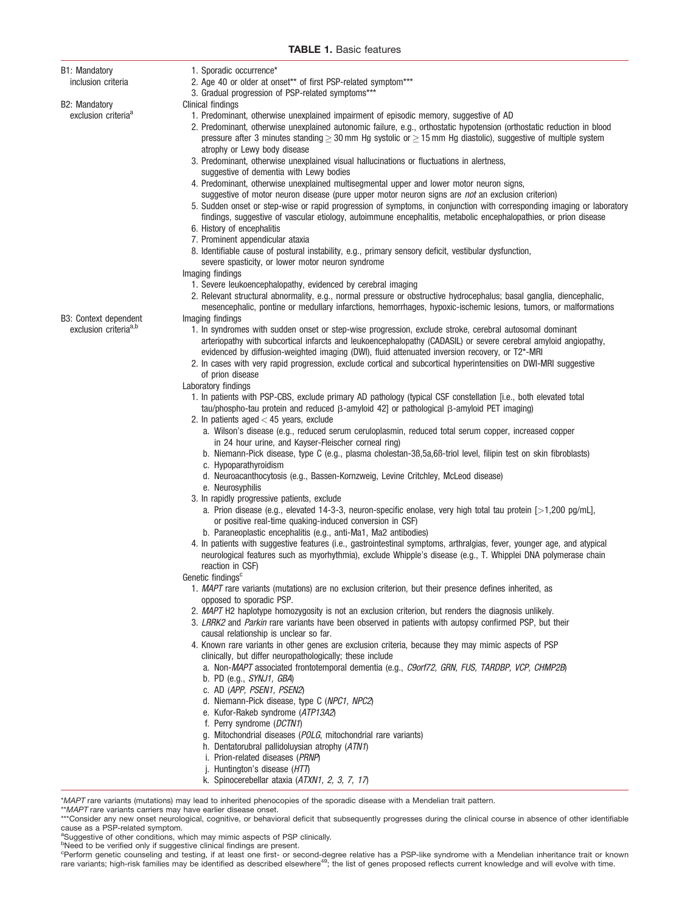**TABLE 1.** Basic features

| | |
|---|---|
| B1: Mandatory inclusion criteria | 1. Sporadic occurrence*<br>2. Age 40 or older at onset** of first PSP-related symptom***<br>3. Gradual progression of PSP-related symptoms*** |
| B2: Mandatory exclusion criteria[a] | Clinical findings<br>1. Predominant, otherwise unexplained impairment of episodic memory, suggestive of AD<br>2. Predominant, otherwise unexplained autonomic failure, e.g., orthostatic hypotension (orthostatic reduction in blood pressure after 3 minutes standing ≥ 30 mm Hg systolic or ≥ 15 mm Hg diastolic), suggestive of multiple system atrophy or Lewy body disease<br>3. Predominant, otherwise unexplained visual hallucinations or fluctuations in alertness, suggestive of dementia with Lewy bodies<br>4. Predominant, otherwise unexplained multisegmental upper and lower motor neuron signs, suggestive of motor neuron disease (pure upper motor neuron signs are *not* an exclusion criterion)<br>5. Sudden onset or step-wise or rapid progression of symptoms, in conjunction with corresponding imaging or laboratory findings, suggestive of vascular etiology, autoimmune encephalitis, metabolic encephalopathies, or prion disease<br>6. History of encephalitis<br>7. Prominent appendicular ataxia<br>8. Identifiable cause of postural instability, e.g., primary sensory deficit, vestibular dysfunction, severe spasticity, or lower motor neuron syndrome<br>Imaging findings<br>1. Severe leukoencephalopathy, evidenced by cerebral imaging<br>2. Relevant structural abnormality, e.g., normal pressure or obstructive hydrocephalus; basal ganglia, diencephalic, mesencephalic, pontine or medullary infarctions, hemorrhages, hypoxic-ischemic lesions, tumors, or malformations |
| B3: Context dependent exclusion criteria[a,b] | Imaging findings<br>1. In syndromes with sudden onset or step-wise progression, exclude stroke, cerebral autosomal dominant arteriopathy with subcortical infarcts and leukoencephalopathy (CADASIL) or severe cerebral amyloid angiopathy, evidenced by diffusion-weighted imaging (DWI), fluid attenuated inversion recovery, or T2*-MRI<br>2. In cases with very rapid progression, exclude cortical and subcortical hyperintensities on DWI-MRI suggestive of prion disease<br>Laboratory findings<br>1. In patients with PSP-CBS, exclude primary AD pathology (typical CSF constellation [i.e., both elevated total tau/phospho-tau protein and reduced β-amyloid 42] or pathological β-amyloid PET imaging)<br>2. In patients aged < 45 years, exclude<br>a. Wilson's disease (e.g., reduced serum ceruloplasmin, reduced total serum copper, increased copper in 24 hour urine, and Kayser-Fleischer corneal ring)<br>b. Niemann-Pick disease, type C (e.g., plasma cholestan-3ß,5a,6ß-triol level, filipin test on skin fibroblasts)<br>c. Hypoparathyroidism<br>d. Neuroacanthocytosis (e.g., Bassen-Kornzweig, Levine Critchley, McLeod disease)<br>e. Neurosyphilis<br>3. In rapidly progressive patients, exclude<br>a. Prion disease (e.g., elevated 14-3-3, neuron-specific enolase, very high total tau protein [>1,200 pg/mL], or positive real-time quaking-induced conversion in CSF)<br>b. Paraneoplastic encephalitis (e.g., anti-Ma1, Ma2 antibodies)<br>4. In patients with suggestive features (i.e., gastrointestinal symptoms, arthralgias, fever, younger age, and atypical neurological features such as myorhythmia), exclude Whipple's disease (e.g., T. Whipplei DNA polymerase chain reaction in CSF)<br>Genetic findings[c]<br>1. *MAPT* rare variants (mutations) are no exclusion criterion, but their presence defines inherited, as opposed to sporadic PSP.<br>2. *MAPT* H2 haplotype homozygosity is not an exclusion criterion, but renders the diagnosis unlikely.<br>3. *LRRK2* and *Parkin* rare variants have been observed in patients with autopsy confirmed PSP, but their causal relationship is unclear so far.<br>4. Known rare variants in other genes are exclusion criteria, because they may mimic aspects of PSP clinically, but differ neuropathologically; these include<br>a. Non-*MAPT* associated frontotemporal dementia (e.g., *C9orf72, GRN, FUS, TARDBP, VCP, CHMP2B*)<br>b. PD (e.g., *SYNJ1, GBA*)<br>c. AD (*APP, PSEN1, PSEN2*)<br>d. Niemann-Pick disease, type C (*NPC1, NPC2*)<br>e. Kufor-Rakeb syndrome (*ATP13A2*)<br>f. Perry syndrome (*DCTN1*)<br>g. Mitochondrial diseases (*POLG*, mitochondrial rare variants)<br>h. Dentatorubral pallidoluysian atrophy (*ATN1*)<br>i. Prion-related diseases (*PRNP*)<br>j. Huntington's disease (*HTT*)<br>k. Spinocerebellar ataxia (*ATXN1, 2, 3, 7, 17*) |

*​*MAPT* rare variants (mutations) may lead to inherited phenocopies of the sporadic disease with a Mendelian trait pattern.
**​*MAPT* rare variants carriers may have earlier disease onset.
***Consider any new onset neurological, cognitive, or behavioral deficit that subsequently progresses during the clinical course in absence of other identifiable cause as a PSP-related symptom.
[a]Suggestive of other conditions, which may mimic aspects of PSP clinically.
[b]Need to be verified only if suggestive clinical findings are present.
[c]Perform genetic counseling and testing, if at least one first- or second-degree relative has a PSP-like syndrome with a Mendelian inheritance trait or known rare variants; high-risk families may be identified as described elsewhere[49]; the list of genes proposed reflects current knowledge and will evolve with time.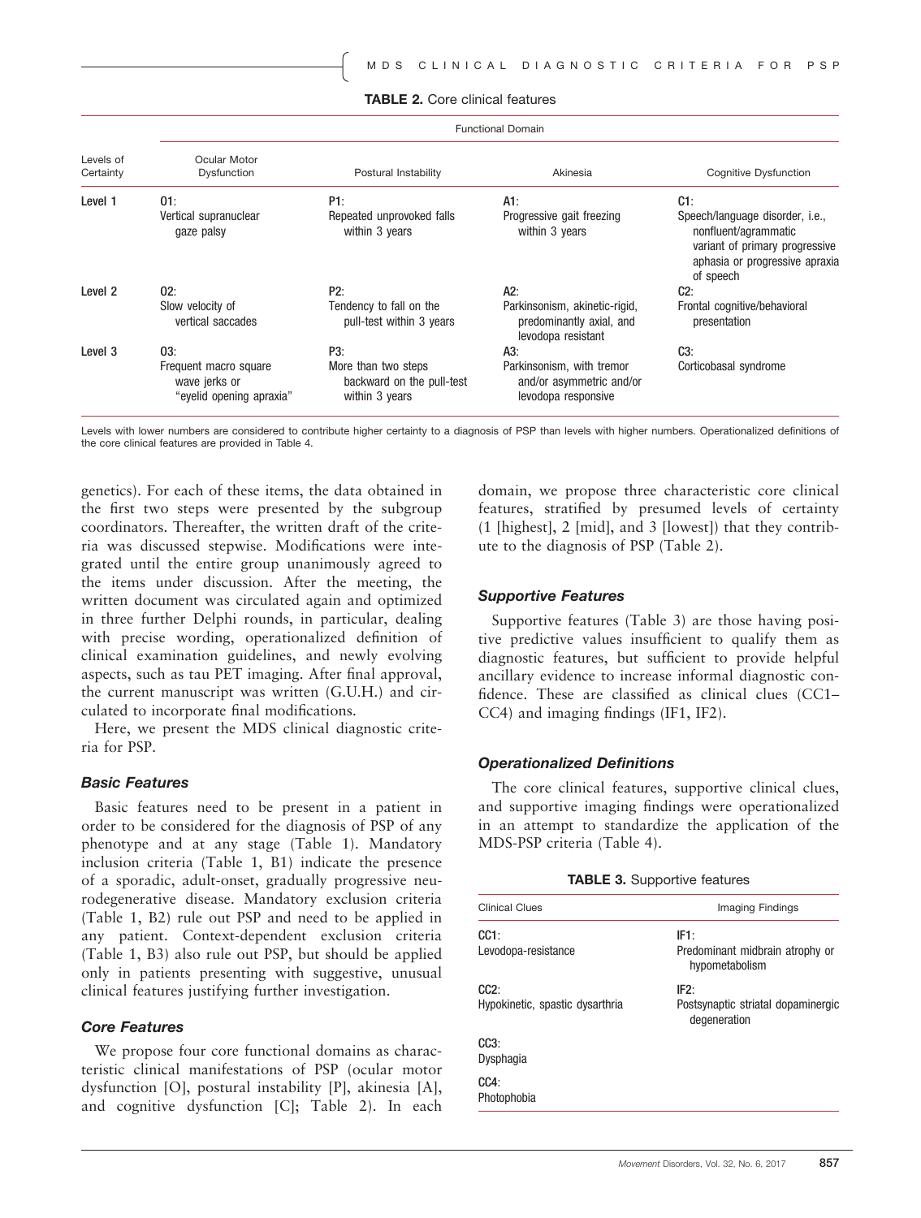**TABLE 2.** Core clinical features

| Levels of Certainty | Functional Domain | | | |
|---|---|---|---|---|
| | Ocular Motor Dysfunction | Postural Instability | Akinesia | Cognitive Dysfunction |
| **Level 1** | **O1**: Vertical supranuclear gaze palsy | **P1**: Repeated unprovoked falls within 3 years | **A1**: Progressive gait freezing within 3 years | **C1**: Speech/language disorder, i.e., nonfluent/agrammatic variant of primary progressive aphasia or progressive apraxia of speech |
| **Level 2** | **O2**: Slow velocity of vertical saccades | **P2**: Tendency to fall on the pull-test within 3 years | **A2**: Parkinsonism, akinetic-rigid, predominantly axial, and levodopa resistant | **C2**: Frontal cognitive/behavioral presentation |
| **Level 3** | **O3**: Frequent macro square wave jerks or "eyelid opening apraxia" | **P3**: More than two steps backward on the pull-test within 3 years | **A3**: Parkinsonism, with tremor and/or asymmetric and/or levodopa responsive | **C3**: Corticobasal syndrome |

Levels with lower numbers are considered to contribute higher certainty to a diagnosis of PSP than levels with higher numbers. Operationalized definitions of the core clinical features are provided in Table 4.

genetics). For each of these items, the data obtained in the first two steps were presented by the subgroup coordinators. Thereafter, the written draft of the criteria was discussed stepwise. Modifications were integrated until the entire group unanimously agreed to the items under discussion. After the meeting, the written document was circulated again and optimized in three further Delphi rounds, in particular, dealing with precise wording, operationalized definition of clinical examination guidelines, and newly evolving aspects, such as tau PET imaging. After final approval, the current manuscript was written (G.U.H.) and circulated to incorporate final modifications.

Here, we present the MDS clinical diagnostic criteria for PSP.

### *Basic Features*

Basic features need to be present in a patient in order to be considered for the diagnosis of PSP of any phenotype and at any stage (Table 1). Mandatory inclusion criteria (Table 1, B1) indicate the presence of a sporadic, adult-onset, gradually progressive neurodegenerative disease. Mandatory exclusion criteria (Table 1, B2) rule out PSP and need to be applied in any patient. Context-dependent exclusion criteria (Table 1, B3) also rule out PSP, but should be applied only in patients presenting with suggestive, unusual clinical features justifying further investigation.

### *Core Features*

We propose four core functional domains as characteristic clinical manifestations of PSP (ocular motor dysfunction [O], postural instability [P], akinesia [A], and cognitive dysfunction [C]; Table 2). In each domain, we propose three characteristic core clinical features, stratified by presumed levels of certainty (1 [highest], 2 [mid], and 3 [lowest]) that they contribute to the diagnosis of PSP (Table 2).

### *Supportive Features*

Supportive features (Table 3) are those having positive predictive values insufficient to qualify them as diagnostic features, but sufficient to provide helpful ancillary evidence to increase informal diagnostic confidence. These are classified as clinical clues (CC1–CC4) and imaging findings (IF1, IF2).

### *Operationalized Definitions*

The core clinical features, supportive clinical clues, and supportive imaging findings were operationalized in an attempt to standardize the application of the MDS-PSP criteria (Table 4).

**TABLE 3.** Supportive features

| Clinical Clues | Imaging Findings |
|---|---|
| **CC1**: Levodopa-resistance | **IF1**: Predominant midbrain atrophy or hypometabolism |
| **CC2**: Hypokinetic, spastic dysarthria | **IF2**: Postsynaptic striatal dopaminergic degeneration |
| **CC3**: Dysphagia | |
| **CC4**: Photophobia | |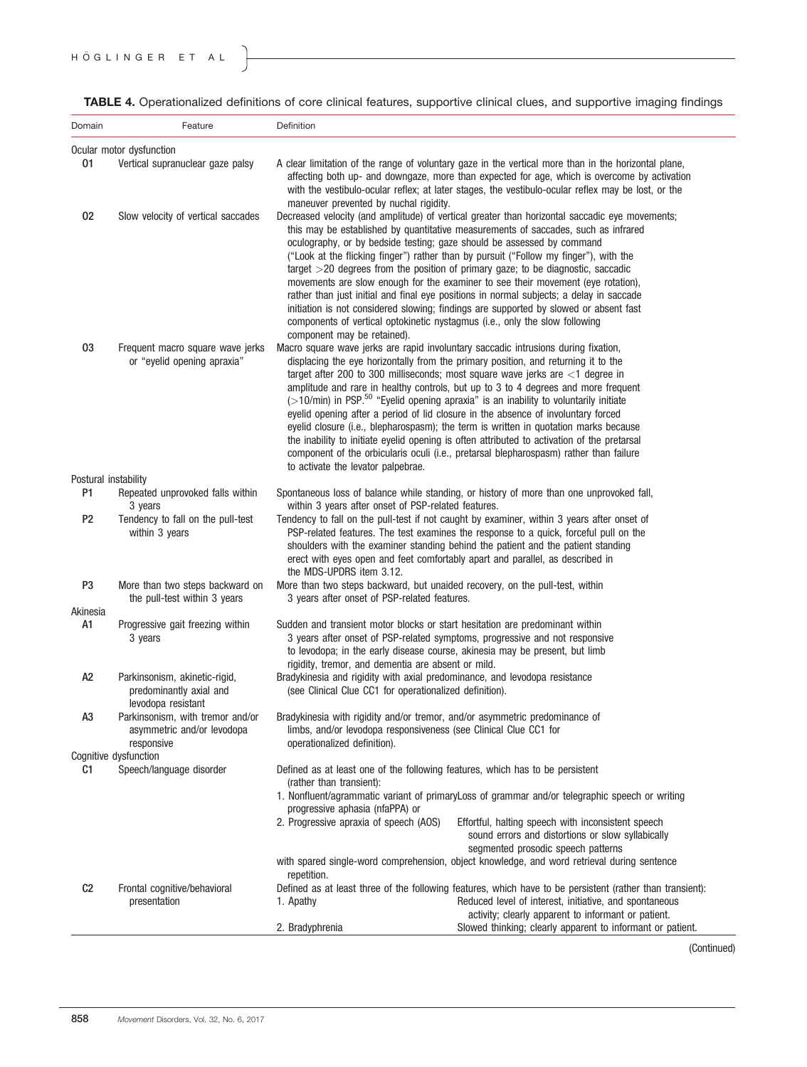**TABLE 4.** Operationalized definitions of core clinical features, supportive clinical clues, and supportive imaging findings

| Domain | Feature | Definition |
|---|---|---|
| Ocular motor dysfunction | | |
| O1 | Vertical supranuclear gaze palsy | A clear limitation of the range of voluntary gaze in the vertical more than in the horizontal plane, affecting both up- and downgaze, more than expected for age, which is overcome by activation with the vestibulo-ocular reflex; at later stages, the vestibulo-ocular reflex may be lost, or the maneuver prevented by nuchal rigidity. |
| O2 | Slow velocity of vertical saccades | Decreased velocity (and amplitude) of vertical greater than horizontal saccadic eye movements; this may be established by quantitative measurements of saccades, such as infrared oculography, or by bedside testing; gaze should be assessed by command ("Look at the flicking finger") rather than by pursuit ("Follow my finger"), with the target >20 degrees from the position of primary gaze; to be diagnostic, saccadic movements are slow enough for the examiner to see their movement (eye rotation), rather than just initial and final eye positions in normal subjects; a delay in saccade initiation is not considered slowing; findings are supported by slowed or absent fast components of vertical optokinetic nystagmus (i.e., only the slow following component may be retained). |
| O3 | Frequent macro square wave jerks or "eyelid opening apraxia" | Macro square wave jerks are rapid involuntary saccadic intrusions during fixation, displacing the eye horizontally from the primary position, and returning it to the target after 200 to 300 milliseconds; most square wave jerks are <1 degree in amplitude and rare in healthy controls, but up to 3 to 4 degrees and more frequent (>10/min) in PSP.[50] "Eyelid opening apraxia" is an inability to voluntarily initiate eyelid opening after a period of lid closure in the absence of involuntary forced eyelid closure (i.e., blepharospasm); the term is written in quotation marks because the inability to initiate eyelid opening is often attributed to activation of the pretarsal component of the orbicularis oculi (i.e., pretarsal blepharospasm) rather than failure to activate the levator palpebrae. |
| Postural instability | | |
| P1 | Repeated unprovoked falls within 3 years | Spontaneous loss of balance while standing, or history of more than one unprovoked fall, within 3 years after onset of PSP-related features. |
| P2 | Tendency to fall on the pull-test within 3 years | Tendency to fall on the pull-test if not caught by examiner, within 3 years after onset of PSP-related features. The test examines the response to a quick, forceful pull on the shoulders with the examiner standing behind the patient and the patient standing erect with eyes open and feet comfortably apart and parallel, as described in the MDS-UPDRS item 3.12. |
| P3 | More than two steps backward on the pull-test within 3 years | More than two steps backward, but unaided recovery, on the pull-test, within 3 years after onset of PSP-related features. |
| Akinesia | | |
| A1 | Progressive gait freezing within 3 years | Sudden and transient motor blocks or start hesitation are predominant within 3 years after onset of PSP-related symptoms, progressive and not responsive to levodopa; in the early disease course, akinesia may be present, but limb rigidity, tremor, and dementia are absent or mild. |
| A2 | Parkinsonism, akinetic-rigid, predominantly axial and levodopa resistant | Bradykinesia and rigidity with axial predominance, and levodopa resistance (see Clinical Clue CC1 for operationalized definition). |
| A3 | Parkinsonism, with tremor and/or asymmetric and/or levodopa responsive | Bradykinesia with rigidity and/or tremor, and/or asymmetric predominance of limbs, and/or levodopa responsiveness (see Clinical Clue CC1 for operationalized definition). |
| Cognitive dysfunction | | |
| C1 | Speech/language disorder | Defined as at least one of the following features, which has to be persistent (rather than transient):<br>1. Nonfluent/agrammatic variant of primary progressive aphasia (nfaPPA) or: Loss of grammar and/or telegraphic speech or writing<br>2. Progressive apraxia of speech (AOS): Effortful, halting speech with inconsistent speech sound errors and distortions or slow syllabically segmented prosodic speech patterns<br>with spared single-word comprehension, object knowledge, and word retrieval during sentence repetition. |
| C2 | Frontal cognitive/behavioral presentation | Defined as at least three of the following features, which have to be persistent (rather than transient):<br>1. Apathy: Reduced level of interest, initiative, and spontaneous activity; clearly apparent to informant or patient.<br>2. Bradyphrenia: Slowed thinking; clearly apparent to informant or patient. |

(Continued)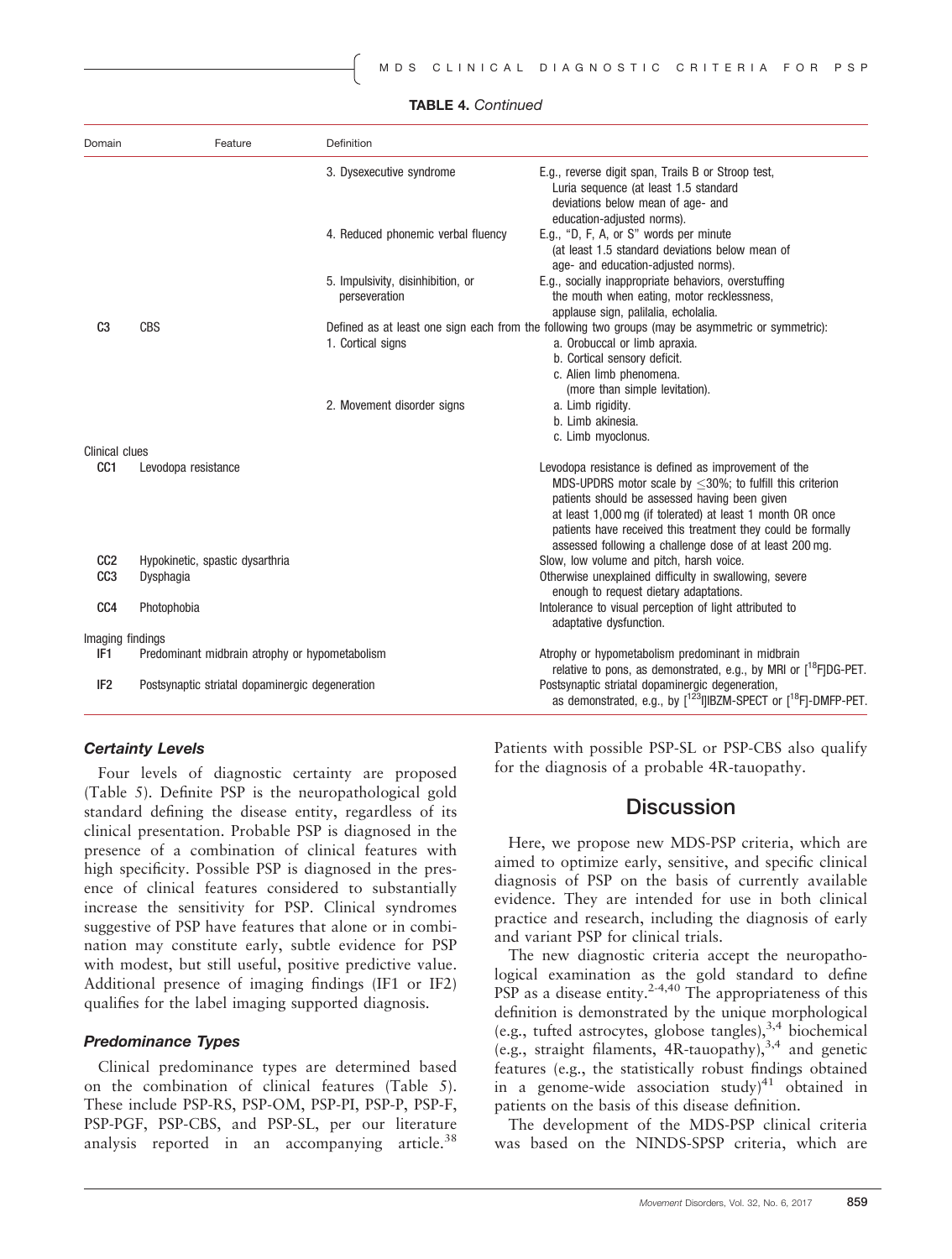**TABLE 4.** *Continued*

| Domain | Feature | Definition | |
|---|---|---|---|
| | | 3. Dysexecutive syndrome | E.g., reverse digit span, Trails B or Stroop test, Luria sequence (at least 1.5 standard deviations below mean of age- and education-adjusted norms). |
| | | 4. Reduced phonemic verbal fluency | E.g., "D, F, A, or S" words per minute (at least 1.5 standard deviations below mean of age- and education-adjusted norms). |
| | | 5. Impulsivity, disinhibition, or perseveration | E.g., socially inappropriate behaviors, overstuffing the mouth when eating, motor recklessness, applause sign, palilalia, echolalia. |
| C3 | CBS | Defined as at least one sign each from the following two groups (may be asymmetric or symmetric): | |
| | | 1. Cortical signs | a. Orobuccal or limb apraxia. b. Cortical sensory deficit. c. Alien limb phenomena. (more than simple levitation). |
| | | 2. Movement disorder signs | a. Limb rigidity. b. Limb akinesia. c. Limb myoclonus. |
| Clinical clues | | | |
| CC1 | Levodopa resistance | | Levodopa resistance is defined as improvement of the MDS-UPDRS motor scale by ≤30%; to fulfill this criterion patients should be assessed having been given at least 1,000 mg (if tolerated) at least 1 month OR once patients have received this treatment they could be formally assessed following a challenge dose of at least 200 mg. |
| CC2 | Hypokinetic, spastic dysarthria | | Slow, low volume and pitch, harsh voice. |
| CC3 | Dysphagia | | Otherwise unexplained difficulty in swallowing, severe enough to request dietary adaptations. |
| CC4 | Photophobia | | Intolerance to visual perception of light attributed to adaptative dysfunction. |
| Imaging findings | | | |
| IF1 | Predominant midbrain atrophy or hypometabolism | | Atrophy or hypometabolism predominant in midbrain relative to pons, as demonstrated, e.g., by MRI or [$^{18}$F]DG-PET. |
| IF2 | Postsynaptic striatal dopaminergic degeneration | | Postsynaptic striatal dopaminergic degeneration, as demonstrated, e.g., by [$^{123}$I]IBZM-SPECT or [$^{18}$F]-DMFP-PET. |

### *Certainty Levels*

Four levels of diagnostic certainty are proposed (Table 5). Definite PSP is the neuropathological gold standard defining the disease entity, regardless of its clinical presentation. Probable PSP is diagnosed in the presence of a combination of clinical features with high specificity. Possible PSP is diagnosed in the presence of clinical features considered to substantially increase the sensitivity for PSP. Clinical syndromes suggestive of PSP have features that alone or in combination may constitute early, subtle evidence for PSP with modest, but still useful, positive predictive value. Additional presence of imaging findings (IF1 or IF2) qualifies for the label imaging supported diagnosis.

### *Predominance Types*

Clinical predominance types are determined based on the combination of clinical features (Table 5). These include PSP-RS, PSP-OM, PSP-PI, PSP-P, PSP-F, PSP-PGF, PSP-CBS, and PSP-SL, per our literature analysis reported in an accompanying article.[38] Patients with possible PSP-SL or PSP-CBS also qualify for the diagnosis of a probable 4R-tauopathy.

## Discussion

Here, we propose new MDS-PSP criteria, which are aimed to optimize early, sensitive, and specific clinical diagnosis of PSP on the basis of currently available evidence. They are intended for use in both clinical practice and research, including the diagnosis of early and variant PSP for clinical trials.

The new diagnostic criteria accept the neuropathological examination as the gold standard to define PSP as a disease entity.[2-4,40] The appropriateness of this definition is demonstrated by the unique morphological (e.g., tufted astrocytes, globose tangles),[3,4] biochemical (e.g., straight filaments, 4R-tauopathy),[3,4] and genetic features (e.g., the statistically robust findings obtained in a genome-wide association study)[41] obtained in patients on the basis of this disease definition.

The development of the MDS-PSP clinical criteria was based on the NINDS-SPSP criteria, which are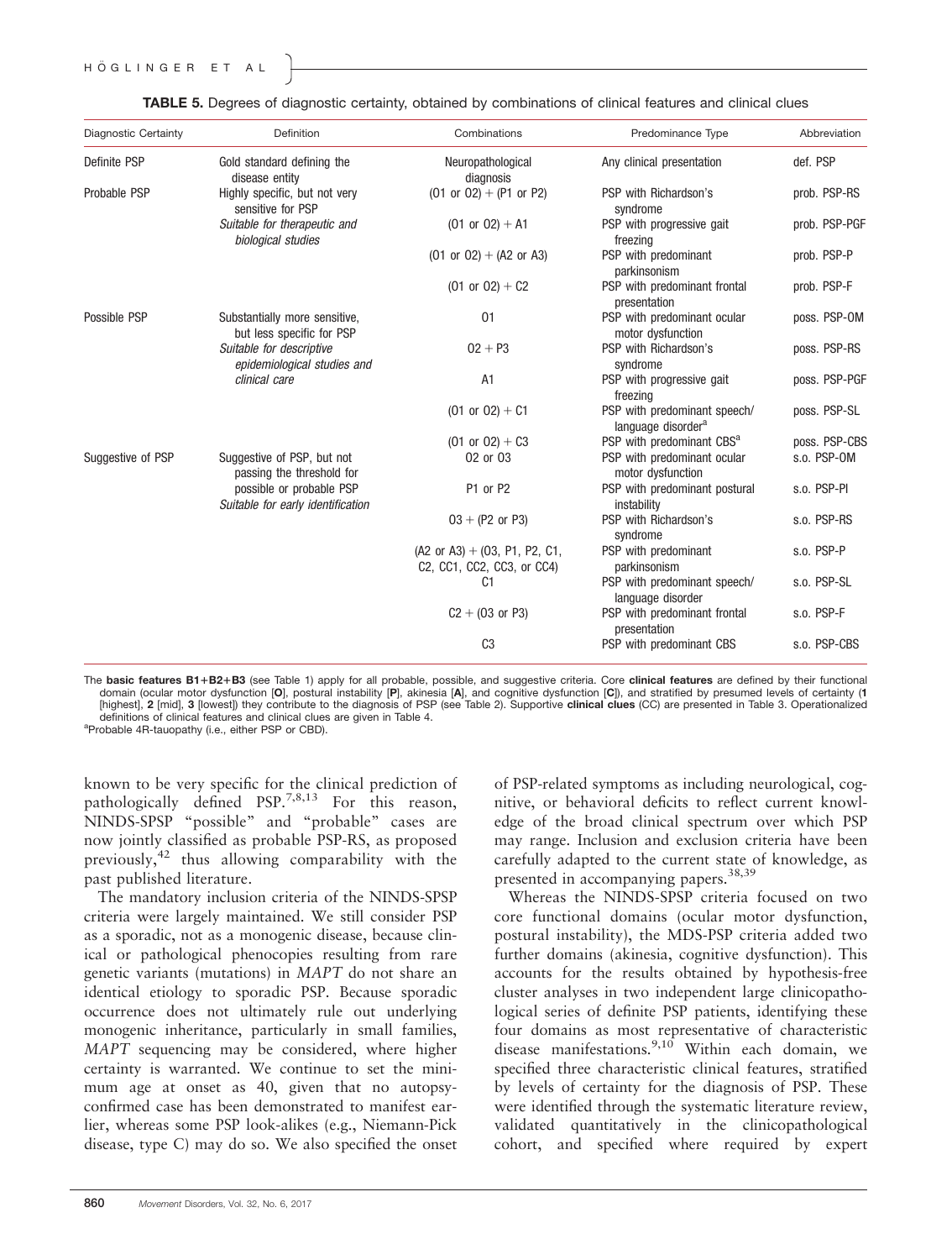**TABLE 5.** Degrees of diagnostic certainty, obtained by combinations of clinical features and clinical clues

| Diagnostic Certainty | Definition | Combinations | Predominance Type | Abbreviation |
|---|---|---|---|---|
| Definite PSP | Gold standard defining the disease entity | Neuropathological diagnosis | Any clinical presentation | def. PSP |
| Probable PSP | Highly specific, but not very sensitive for PSP | (O1 or O2) + (P1 or P2) | PSP with Richardson's syndrome | prob. PSP-RS |
| | *Suitable for therapeutic and biological studies* | (O1 or O2) + A1 | PSP with progressive gait freezing | prob. PSP-PGF |
| | | (O1 or O2) + (A2 or A3) | PSP with predominant parkinsonism | prob. PSP-P |
| | | (O1 or O2) + C2 | PSP with predominant frontal presentation | prob. PSP-F |
| Possible PSP | Substantially more sensitive, but less specific for PSP | O1 | PSP with predominant ocular motor dysfunction | poss. PSP-OM |
| | *Suitable for descriptive epidemiological studies and clinical care* | O2 + P3 | PSP with Richardson's syndrome | poss. PSP-RS |
| | | A1 | PSP with progressive gait freezing | poss. PSP-PGF |
| | | (O1 or O2) + C1 | PSP with predominant speech/ language disorder[a] | poss. PSP-SL |
| | | (O1 or O2) + C3 | PSP with predominant CBS[a] | poss. PSP-CBS |
| Suggestive of PSP | Suggestive of PSP, but not passing the threshold for possible or probable PSP | O2 or O3 | PSP with predominant ocular motor dysfunction | s.o. PSP-OM |
| | *Suitable for early identification* | P1 or P2 | PSP with predominant postural instability | s.o. PSP-PI |
| | | O3 + (P2 or P3) | PSP with Richardson's syndrome | s.o. PSP-RS |
| | | (A2 or A3) + (O3, P1, P2, C1, C2, CC1, CC2, CC3, or CC4) | PSP with predominant parkinsonism | s.o. PSP-P |
| | | C1 | PSP with predominant speech/ language disorder | s.o. PSP-SL |
| | | C2 + (O3 or P3) | PSP with predominant frontal presentation | s.o. PSP-F |
| | | C3 | PSP with predominant CBS | s.o. PSP-CBS |

The **basic features B1+B2+B3** (see Table 1) apply for all probable, possible, and suggestive criteria. Core **clinical features** are defined by their functional domain (ocular motor dysfunction [**O**], postural instability [**P**], akinesia [**A**], and cognitive dysfunction [**C**]), and stratified by presumed levels of certainty (**1** [highest], **2** [mid], **3** [lowest]) they contribute to the diagnosis of PSP (see Table 2). Supportive **clinical clues** (CC) are presented in Table 3. Operationalized definitions of clinical features and clinical clues are given in Table 4.
[a]Probable 4R-tauopathy (i.e., either PSP or CBD).

known to be very specific for the clinical prediction of pathologically defined PSP.[7,8,13] For this reason, NINDS-SPSP "possible" and "probable" cases are now jointly classified as probable PSP-RS, as proposed previously,[42] thus allowing comparability with the past published literature.

The mandatory inclusion criteria of the NINDS-SPSP criteria were largely maintained. We still consider PSP as a sporadic, not as a monogenic disease, because clinical or pathological phenocopies resulting from rare genetic variants (mutations) in *MAPT* do not share an identical etiology to sporadic PSP. Because sporadic occurrence does not ultimately rule out underlying monogenic inheritance, particularly in small families, *MAPT* sequencing may be considered, where higher certainty is warranted. We continue to set the minimum age at onset as 40, given that no autopsy-confirmed case has been demonstrated to manifest earlier, whereas some PSP look-alikes (e.g., Niemann-Pick disease, type C) may do so. We also specified the onset of PSP-related symptoms as including neurological, cognitive, or behavioral deficits to reflect current knowledge of the broad clinical spectrum over which PSP may range. Inclusion and exclusion criteria have been carefully adapted to the current state of knowledge, as presented in accompanying papers.[38,39]

Whereas the NINDS-SPSP criteria focused on two core functional domains (ocular motor dysfunction, postural instability), the MDS-PSP criteria added two further domains (akinesia, cognitive dysfunction). This accounts for the results obtained by hypothesis-free cluster analyses in two independent large clinicopathological series of definite PSP patients, identifying these four domains as most representative of characteristic disease manifestations.[9,10] Within each domain, we specified three characteristic clinical features, stratified by levels of certainty for the diagnosis of PSP. These were identified through the systematic literature review, validated quantitatively in the clinicopathological cohort, and specified where required by expert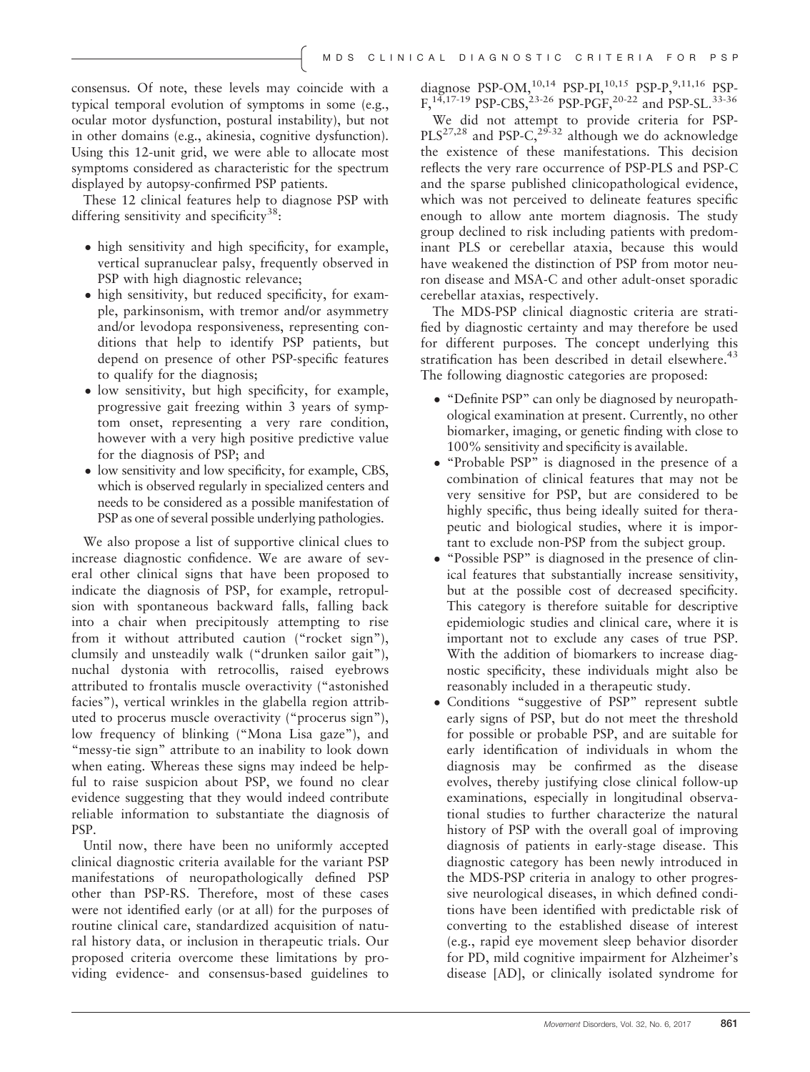consensus. Of note, these levels may coincide with a typical temporal evolution of symptoms in some (e.g., ocular motor dysfunction, postural instability), but not in other domains (e.g., akinesia, cognitive dysfunction). Using this 12-unit grid, we were able to allocate most symptoms considered as characteristic for the spectrum displayed by autopsy-confirmed PSP patients.

These 12 clinical features help to diagnose PSP with differing sensitivity and specificity[38]:

- high sensitivity and high specificity, for example, vertical supranuclear palsy, frequently observed in PSP with high diagnostic relevance;
- high sensitivity, but reduced specificity, for example, parkinsonism, with tremor and/or asymmetry and/or levodopa responsiveness, representing conditions that help to identify PSP patients, but depend on presence of other PSP-specific features to qualify for the diagnosis;
- low sensitivity, but high specificity, for example, progressive gait freezing within 3 years of symptom onset, representing a very rare condition, however with a very high positive predictive value for the diagnosis of PSP; and
- low sensitivity and low specificity, for example, CBS, which is observed regularly in specialized centers and needs to be considered as a possible manifestation of PSP as one of several possible underlying pathologies.

We also propose a list of supportive clinical clues to increase diagnostic confidence. We are aware of several other clinical signs that have been proposed to indicate the diagnosis of PSP, for example, retropulsion with spontaneous backward falls, falling back into a chair when precipitously attempting to rise from it without attributed caution ("rocket sign"), clumsily and unsteadily walk ("drunken sailor gait"), nuchal dystonia with retrocollis, raised eyebrows attributed to frontalis muscle overactivity ("astonished facies"), vertical wrinkles in the glabella region attributed to procerus muscle overactivity ("procerus sign"), low frequency of blinking ("Mona Lisa gaze"), and "messy-tie sign" attribute to an inability to look down when eating. Whereas these signs may indeed be helpful to raise suspicion about PSP, we found no clear evidence suggesting that they would indeed contribute reliable information to substantiate the diagnosis of PSP.

Until now, there have been no uniformly accepted clinical diagnostic criteria available for the variant PSP manifestations of neuropathologically defined PSP other than PSP-RS. Therefore, most of these cases were not identified early (or at all) for the purposes of routine clinical care, standardized acquisition of natural history data, or inclusion in therapeutic trials. Our proposed criteria overcome these limitations by providing evidence- and consensus-based guidelines to diagnose PSP-OM,[10,14] PSP-PI,[10,15] PSP-P,[9,11,16] PSP-F,[14,17-19] PSP-CBS,[23-26] PSP-PGF,[20-22] and PSP-SL.[33-36]

We did not attempt to provide criteria for PSP-PLS[27,28] and PSP-C,[29-32] although we do acknowledge the existence of these manifestations. This decision reflects the very rare occurrence of PSP-PLS and PSP-C and the sparse published clinicopathological evidence, which was not perceived to delineate features specific enough to allow ante mortem diagnosis. The study group declined to risk including patients with predominant PLS or cerebellar ataxia, because this would have weakened the distinction of PSP from motor neuron disease and MSA-C and other adult-onset sporadic cerebellar ataxias, respectively.

The MDS-PSP clinical diagnostic criteria are stratified by diagnostic certainty and may therefore be used for different purposes. The concept underlying this stratification has been described in detail elsewhere.[43] The following diagnostic categories are proposed:

- "Definite PSP" can only be diagnosed by neuropathological examination at present. Currently, no other biomarker, imaging, or genetic finding with close to 100% sensitivity and specificity is available.
- "Probable PSP" is diagnosed in the presence of a combination of clinical features that may not be very sensitive for PSP, but are considered to be highly specific, thus being ideally suited for therapeutic and biological studies, where it is important to exclude non-PSP from the subject group.
- "Possible PSP" is diagnosed in the presence of clinical features that substantially increase sensitivity, but at the possible cost of decreased specificity. This category is therefore suitable for descriptive epidemiologic studies and clinical care, where it is important not to exclude any cases of true PSP. With the addition of biomarkers to increase diagnostic specificity, these individuals might also be reasonably included in a therapeutic study.
- Conditions "suggestive of PSP" represent subtle early signs of PSP, but do not meet the threshold for possible or probable PSP, and are suitable for early identification of individuals in whom the diagnosis may be confirmed as the disease evolves, thereby justifying close clinical follow-up examinations, especially in longitudinal observational studies to further characterize the natural history of PSP with the overall goal of improving diagnosis of patients in early-stage disease. This diagnostic category has been newly introduced in the MDS-PSP criteria in analogy to other progressive neurological diseases, in which defined conditions have been identified with predictable risk of converting to the established disease of interest (e.g., rapid eye movement sleep behavior disorder for PD, mild cognitive impairment for Alzheimer's disease [AD], or clinically isolated syndrome for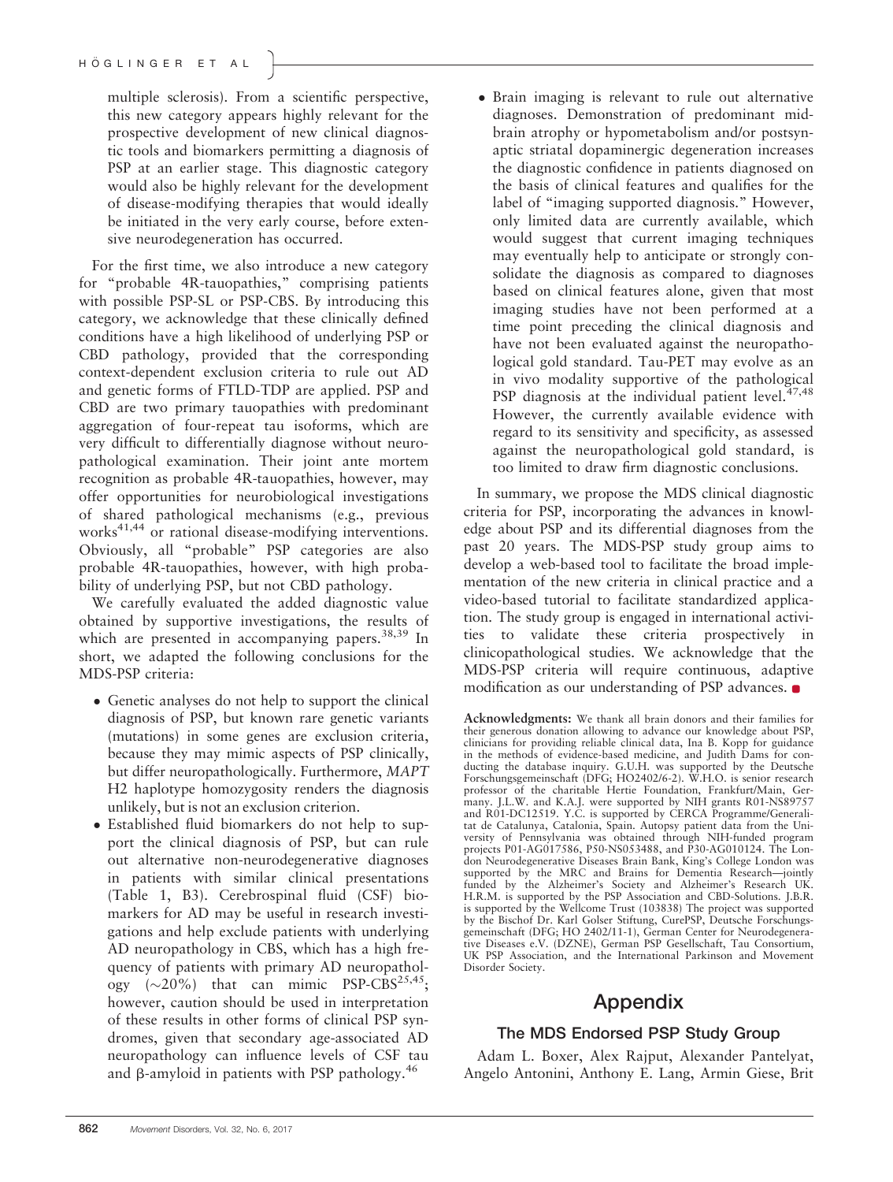multiple sclerosis). From a scientific perspective, this new category appears highly relevant for the prospective development of new clinical diagnostic tools and biomarkers permitting a diagnosis of PSP at an earlier stage. This diagnostic category would also be highly relevant for the development of disease-modifying therapies that would ideally be initiated in the very early course, before extensive neurodegeneration has occurred.

For the first time, we also introduce a new category for "probable 4R-tauopathies," comprising patients with possible PSP-SL or PSP-CBS. By introducing this category, we acknowledge that these clinically defined conditions have a high likelihood of underlying PSP or CBD pathology, provided that the corresponding context-dependent exclusion criteria to rule out AD and genetic forms of FTLD-TDP are applied. PSP and CBD are two primary tauopathies with predominant aggregation of four-repeat tau isoforms, which are very difficult to differentially diagnose without neuropathological examination. Their joint ante mortem recognition as probable 4R-tauopathies, however, may offer opportunities for neurobiological investigations of shared pathological mechanisms (e.g., previous works[41,44] or rational disease-modifying interventions. Obviously, all "probable" PSP categories are also probable 4R-tauopathies, however, with high probability of underlying PSP, but not CBD pathology.

We carefully evaluated the added diagnostic value obtained by supportive investigations, the results of which are presented in accompanying papers.[38,39] In short, we adapted the following conclusions for the MDS-PSP criteria:

- Genetic analyses do not help to support the clinical diagnosis of PSP, but known rare genetic variants (mutations) in some genes are exclusion criteria, because they may mimic aspects of PSP clinically, but differ neuropathologically. Furthermore, *MAPT* H2 haplotype homozygosity renders the diagnosis unlikely, but is not an exclusion criterion.
- Established fluid biomarkers do not help to support the clinical diagnosis of PSP, but can rule out alternative non-neurodegenerative diagnoses in patients with similar clinical presentations (Table 1, B3). Cerebrospinal fluid (CSF) biomarkers for AD may be useful in research investigations and help exclude patients with underlying AD neuropathology in CBS, which has a high frequency of patients with primary AD neuropathology (~20%) that can mimic PSP-CBS[25,45]; however, caution should be used in interpretation of these results in other forms of clinical PSP syndromes, given that secondary age-associated AD neuropathology can influence levels of CSF tau and β-amyloid in patients with PSP pathology.[46]
- Brain imaging is relevant to rule out alternative diagnoses. Demonstration of predominant midbrain atrophy or hypometabolism and/or postsynaptic striatal dopaminergic degeneration increases the diagnostic confidence in patients diagnosed on the basis of clinical features and qualifies for the label of "imaging supported diagnosis." However, only limited data are currently available, which would suggest that current imaging techniques may eventually help to anticipate or strongly consolidate the diagnosis as compared to diagnoses based on clinical features alone, given that most imaging studies have not been performed at a time point preceding the clinical diagnosis and have not been evaluated against the neuropathological gold standard. Tau-PET may evolve as an in vivo modality supportive of the pathological PSP diagnosis at the individual patient level.[47,48] However, the currently available evidence with regard to its sensitivity and specificity, as assessed against the neuropathological gold standard, is too limited to draw firm diagnostic conclusions.

In summary, we propose the MDS clinical diagnostic criteria for PSP, incorporating the advances in knowledge about PSP and its differential diagnoses from the past 20 years. The MDS-PSP study group aims to develop a web-based tool to facilitate the broad implementation of the new criteria in clinical practice and a video-based tutorial to facilitate standardized application. The study group is engaged in international activities to validate these criteria prospectively in clinicopathological studies. We acknowledge that the MDS-PSP criteria will require continuous, adaptive modification as our understanding of PSP advances.

**Acknowledgments:** We thank all brain donors and their families for their generous donation allowing to advance our knowledge about PSP, clinicians for providing reliable clinical data, Ina B. Kopp for guidance in the methods of evidence-based medicine, and Judith Dams for conducting the database inquiry. G.U.H. was supported by the Deutsche Forschungsgemeinschaft (DFG; HO2402/6-2). W.H.O. is senior research professor of the charitable Hertie Foundation, Frankfurt/Main, Germany. J.L.W. and K.A.J. were supported by NIH grants R01-NS89757 and R01-DC12519. Y.C. is supported by CERCA Programme/Generalitat de Catalunya, Catalonia, Spain. Autopsy patient data from the University of Pennsylvania was obtained through NIH-funded program projects P01-AG017586, P50-NS053488, and P30-AG010124. The London Neurodegenerative Diseases Brain Bank, King's College London was supported by the MRC and Brains for Dementia Research—jointly funded by the Alzheimer's Society and Alzheimer's Research UK. H.R.M. is supported by the PSP Association and CBD-Solutions. J.B.R. is supported by the Wellcome Trust (103838) The project was supported by the Bischof Dr. Karl Golser Stiftung, CurePSP, Deutsche Forschungsgemeinschaft (DFG; HO 2402/11-1), German Center for Neurodegenerative Diseases e.V. (DZNE), German PSP Gesellschaft, Tau Consortium, UK PSP Association, and the International Parkinson and Movement Disorder Society.

## Appendix

### The MDS Endorsed PSP Study Group

Adam L. Boxer, Alex Rajput, Alexander Pantelyat, Angelo Antonini, Anthony E. Lang, Armin Giese, Brit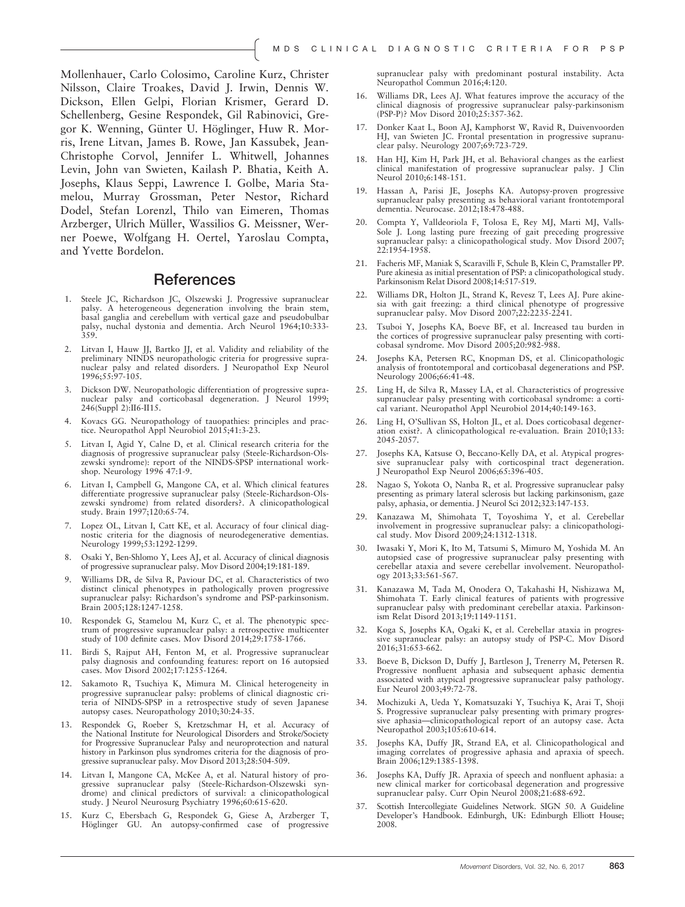Mollenhauer, Carlo Colosimo, Caroline Kurz, Christer Nilsson, Claire Troakes, David J. Irwin, Dennis W. Dickson, Ellen Gelpi, Florian Krismer, Gerard D. Schellenberg, Gesine Respondek, Gil Rabinovici, Gregor K. Wenning, Günter U. Höglinger, Huw R. Morris, Irene Litvan, James B. Rowe, Jan Kassubek, Jean-Christophe Corvol, Jennifer L. Whitwell, Johannes Levin, John van Swieten, Kailash P. Bhatia, Keith A. Josephs, Klaus Seppi, Lawrence I. Golbe, Maria Stamelou, Murray Grossman, Peter Nestor, Richard Dodel, Stefan Lorenzl, Thilo van Eimeren, Thomas Arzberger, Ulrich Müller, Wassilios G. Meissner, Werner Poewe, Wolfgang H. Oertel, Yaroslau Compta, and Yvette Bordelon.

## References

1. Steele JC, Richardson JC, Olszewski J. Progressive supranuclear palsy. A heterogeneous degeneration involving the brain stem, basal ganglia and cerebellum with vertical gaze and pseudobulbar palsy, nuchal dystonia and dementia. Arch Neurol 1964;10:333-359.
2. Litvan I, Hauw JJ, Bartko JJ, et al. Validity and reliability of the preliminary NINDS neuropathologic criteria for progressive supranuclear palsy and related disorders. J Neuropathol Exp Neurol 1996;55:97-105.
3. Dickson DW. Neuropathologic differentiation of progressive supranuclear palsy and corticobasal degeneration. J Neurol 1999; 246(Suppl 2):II6-II15.
4. Kovacs GG. Neuropathology of tauopathies: principles and practice. Neuropathol Appl Neurobiol 2015;41:3-23.
5. Litvan I, Agid Y, Calne D, et al. Clinical research criteria for the diagnosis of progressive supranuclear palsy (Steele-Richardson-Olszewski syndrome): report of the NINDS-SPSP international workshop. Neurology 1996 47:1-9.
6. Litvan I, Campbell G, Mangone CA, et al. Which clinical features differentiate progressive supranuclear palsy (Steele-Richardson-Olszewski syndrome) from related disorders?. A clinicopathological study. Brain 1997;120:65-74.
7. Lopez OL, Litvan I, Catt KE, et al. Accuracy of four clinical diagnostic criteria for the diagnosis of neurodegenerative dementias. Neurology 1999;53:1292-1299.
8. Osaki Y, Ben-Shlomo Y, Lees AJ, et al. Accuracy of clinical diagnosis of progressive supranuclear palsy. Mov Disord 2004;19:181-189.
9. Williams DR, de Silva R, Paviour DC, et al. Characteristics of two distinct clinical phenotypes in pathologically proven progressive supranuclear palsy: Richardson's syndrome and PSP-parkinsonism. Brain 2005;128:1247-1258.
10. Respondek G, Stamelou M, Kurz C, et al. The phenotypic spectrum of progressive supranuclear palsy: a retrospective multicenter study of 100 definite cases. Mov Disord 2014;29:1758-1766.
11. Birdi S, Rajput AH, Fenton M, et al. Progressive supranuclear palsy diagnosis and confounding features: report on 16 autopsied cases. Mov Disord 2002;17:1255-1264.
12. Sakamoto R, Tsuchiya K, Mimura M. Clinical heterogeneity in progressive supranuclear palsy: problems of clinical diagnostic criteria of NINDS-SPSP in a retrospective study of seven Japanese autopsy cases. Neuropathology 2010;30:24-35.
13. Respondek G, Roeber S, Kretzschmar H, et al. Accuracy of the National Institute for Neurological Disorders and Stroke/Society for Progressive Supranuclear Palsy and neuroprotection and natural history in Parkinson plus syndromes criteria for the diagnosis of progressive supranuclear palsy. Mov Disord 2013;28:504-509.
14. Litvan I, Mangone CA, McKee A, et al. Natural history of progressive supranuclear palsy (Steele-Richardson-Olszewski syndrome) and clinical predictors of survival: a clinicopathological study. J Neurol Neurosurg Psychiatry 1996;60:615-620.
15. Kurz C, Ebersbach G, Respondek G, Giese A, Arzberger T, Höglinger GU. An autopsy-confirmed case of progressive supranuclear palsy with predominant postural instability. Acta Neuropathol Commun 2016;4:120.
16. Williams DR, Lees AJ. What features improve the accuracy of the clinical diagnosis of progressive supranuclear palsy-parkinsonism (PSP-P)? Mov Disord 2010;25:357-362.
17. Donker Kaat L, Boon AJ, Kamphorst W, Ravid R, Duivenvoorden HJ, van Swieten JC. Frontal presentation in progressive supranuclear palsy. Neurology 2007;69:723-729.
18. Han HJ, Kim H, Park JH, et al. Behavioral changes as the earliest clinical manifestation of progressive supranuclear palsy. J Clin Neurol 2010;6:148-151.
19. Hassan A, Parisi JE, Josephs KA. Autopsy-proven progressive supranuclear palsy presenting as behavioral variant frontotemporal dementia. Neurocase. 2012;18:478-488.
20. Compta Y, Valldeoriola F, Tolosa E, Rey MJ, Marti MJ, Valls-Sole J. Long lasting pure freezing of gait preceding progressive supranuclear palsy: a clinicopathological study. Mov Disord 2007; 22:1954-1958.
21. Facheris MF, Maniak S, Scaravilli F, Schule B, Klein C, Pramstaller PP. Pure akinesia as initial presentation of PSP: a clinicopathological study. Parkinsonism Relat Disord 2008;14:517-519.
22. Williams DR, Holton JL, Strand K, Revesz T, Lees AJ. Pure akinesia with gait freezing: a third clinical phenotype of progressive supranuclear palsy. Mov Disord 2007;22:2235-2241.
23. Tsuboi Y, Josephs KA, Boeve BF, et al. Increased tau burden in the cortices of progressive supranuclear palsy presenting with corticobasal syndrome. Mov Disord 2005;20:982-988.
24. Josephs KA, Petersen RC, Knopman DS, et al. Clinicopathologic analysis of frontotemporal and corticobasal degenerations and PSP. Neurology 2006;66:41-48.
25. Ling H, de Silva R, Massey LA, et al. Characteristics of progressive supranuclear palsy presenting with corticobasal syndrome: a cortical variant. Neuropathol Appl Neurobiol 2014;40:149-163.
26. Ling H, O'Sullivan SS, Holton JL, et al. Does corticobasal degeneration exist?. A clinicopathological re-evaluation. Brain 2010;133: 2045-2057.
27. Josephs KA, Katsuse O, Beccano-Kelly DA, et al. Atypical progressive supranuclear palsy with corticospinal tract degeneration. J Neuropathol Exp Neurol 2006;65:396-405.
28. Nagao S, Yokota O, Nanba R, et al. Progressive supranuclear palsy presenting as primary lateral sclerosis but lacking parkinsonism, gaze palsy, aphasia, or dementia. J Neurol Sci 2012;323:147-153.
29. Kanazawa M, Shimohata T, Toyoshima Y, et al. Cerebellar involvement in progressive supranuclear palsy: a clinicopathological study. Mov Disord 2009;24:1312-1318.
30. Iwasaki Y, Mori K, Ito M, Tatsumi S, Mimuro M, Yoshida M. An autopsied case of progressive supranuclear palsy presenting with cerebellar ataxia and severe cerebellar involvement. Neuropathology 2013;33:561-567.
31. Kanazawa M, Tada M, Onodera O, Takahashi H, Nishizawa M, Shimohata T. Early clinical features of patients with progressive supranuclear palsy with predominant cerebellar ataxia. Parkinsonism Relat Disord 2013;19:1149-1151.
32. Koga S, Josephs KA, Ogaki K, et al. Cerebellar ataxia in progressive supranuclear palsy: an autopsy study of PSP-C. Mov Disord 2016;31:653-662.
33. Boeve B, Dickson D, Duffy J, Bartleson J, Trenerry M, Petersen R. Progressive nonfluent aphasia and subsequent aphasic dementia associated with atypical progressive supranuclear palsy pathology. Eur Neurol 2003;49:72-78.
34. Mochizuki A, Ueda Y, Komatsuzaki Y, Tsuchiya K, Arai T, Shoji S. Progressive supranuclear palsy presenting with primary progressive aphasia—clinicopathological report of an autopsy case. Acta Neuropathol 2003;105:610-614.
35. Josephs KA, Duffy JR, Strand EA, et al. Clinicopathological and imaging correlates of progressive aphasia and apraxia of speech. Brain 2006;129:1385-1398.
36. Josephs KA, Duffy JR. Apraxia of speech and nonfluent aphasia: a new clinical marker for corticobasal degeneration and progressive supranuclear palsy. Curr Opin Neurol 2008;21:688-692.
37. Scottish Intercollegiate Guidelines Network. SIGN 50. A Guideline Developer's Handbook. Edinburgh, UK: Edinburgh Elliott House; 2008.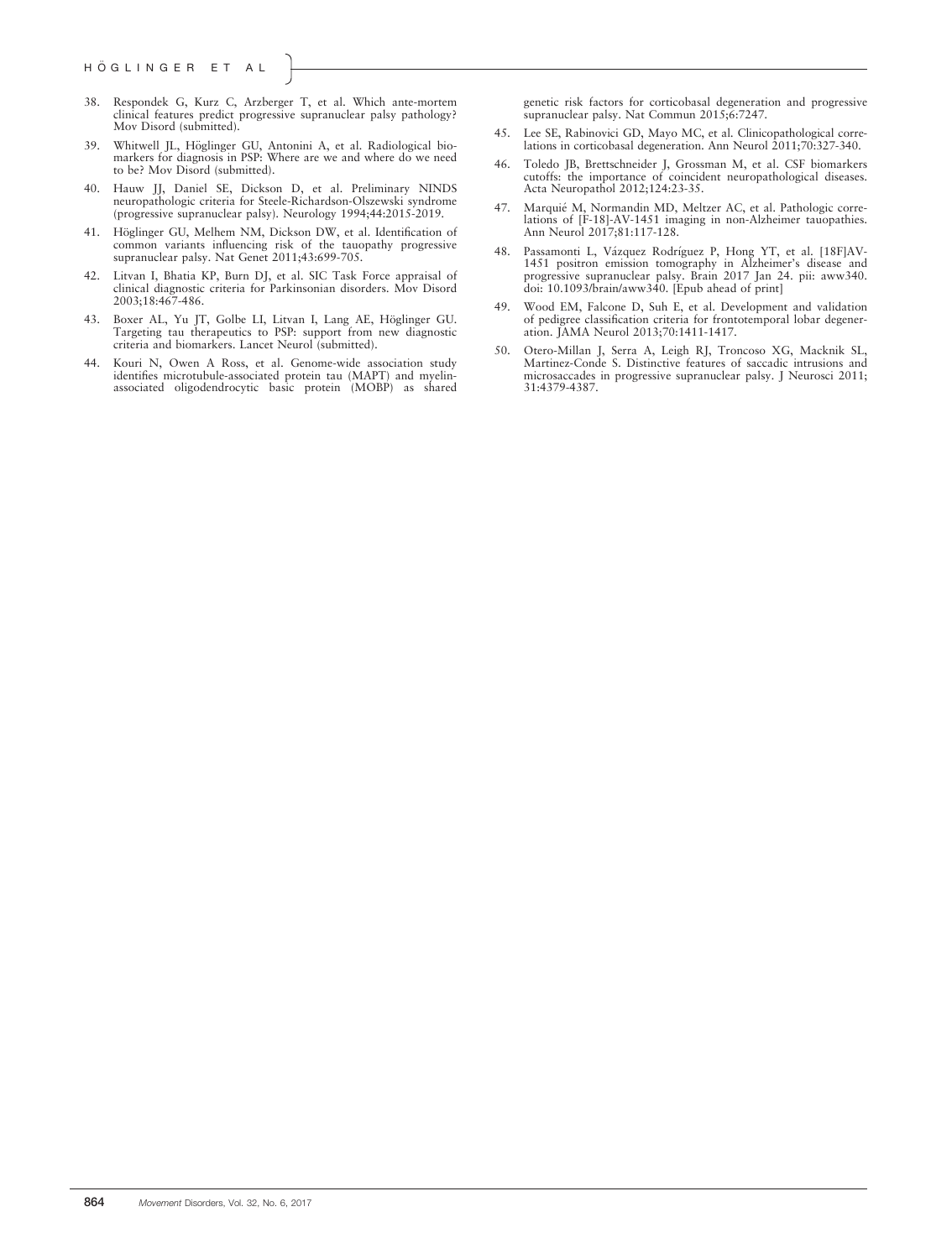38. Respondek G, Kurz C, Arzberger T, et al. Which ante-mortem clinical features predict progressive supranuclear palsy pathology? Mov Disord (submitted).
39. Whitwell JL, Höglinger GU, Antonini A, et al. Radiological biomarkers for diagnosis in PSP: Where are we and where do we need to be? Mov Disord (submitted).
40. Hauw JJ, Daniel SE, Dickson D, et al. Preliminary NINDS neuropathologic criteria for Steele-Richardson-Olszewski syndrome (progressive supranuclear palsy). Neurology 1994;44:2015-2019.
41. Höglinger GU, Melhem NM, Dickson DW, et al. Identification of common variants influencing risk of the tauopathy progressive supranuclear palsy. Nat Genet 2011;43:699-705.
42. Litvan I, Bhatia KP, Burn DJ, et al. SIC Task Force appraisal of clinical diagnostic criteria for Parkinsonian disorders. Mov Disord 2003;18:467-486.
43. Boxer AL, Yu JT, Golbe LI, Litvan I, Lang AE, Höglinger GU. Targeting tau therapeutics to PSP: support from new diagnostic criteria and biomarkers. Lancet Neurol (submitted).
44. Kouri N, Owen A Ross, et al. Genome-wide association study identifies microtubule-associated protein tau (MAPT) and myelin-associated oligodendrocytic basic protein (MOBP) as shared genetic risk factors for corticobasal degeneration and progressive supranuclear palsy. Nat Commun 2015;6:7247.
45. Lee SE, Rabinovici GD, Mayo MC, et al. Clinicopathological correlations in corticobasal degeneration. Ann Neurol 2011;70:327-340.
46. Toledo JB, Brettschneider J, Grossman M, et al. CSF biomarkers cutoffs: the importance of coincident neuropathological diseases. Acta Neuropathol 2012;124:23-35.
47. Marquié M, Normandin MD, Meltzer AC, et al. Pathologic correlations of [F-18]-AV-1451 imaging in non-Alzheimer tauopathies. Ann Neurol 2017;81:117-128.
48. Passamonti L, Vázquez Rodríguez P, Hong YT, et al. [18F]AV-1451 positron emission tomography in Alzheimer's disease and progressive supranuclear palsy. Brain 2017 Jan 24. pii: aww340. doi: 10.1093/brain/aww340. [Epub ahead of print]
49. Wood EM, Falcone D, Suh E, et al. Development and validation of pedigree classification criteria for frontotemporal lobar degeneration. JAMA Neurol 2013;70:1411-1417.
50. Otero-Millan J, Serra A, Leigh RJ, Troncoso XG, Macknik SL, Martinez-Conde S. Distinctive features of saccadic intrusions and microsaccades in progressive supranuclear palsy. J Neurosci 2011; 31:4379-4387.